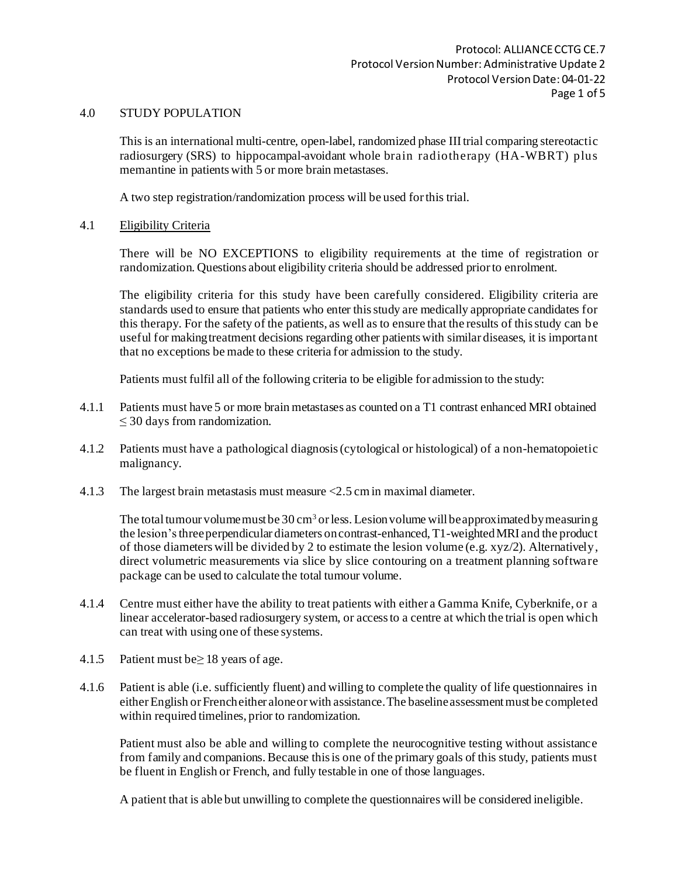## 4.0 STUDY POPULATION

This is an international multi-centre, open-label, randomized phase III trial comparing stereotactic radiosurgery (SRS) to hippocampal-avoidant whole brain radiotherapy (HA-WBRT) plus memantine in patients with 5 or more brain metastases.

A two step registration/randomization process will be used for this trial.

### 4.1 Eligibility Criteria

There will be NO EXCEPTIONS to eligibility requirements at the time of registration or randomization. Questions about eligibility criteria should be addressed prior to enrolment.

The eligibility criteria for this study have been carefully considered. Eligibility criteria are standards used to ensure that patients who enter this study are medically appropriate candidates for this therapy. For the safety of the patients, as well as to ensure that the results of this study can be useful for making treatment decisions regarding other patients with similar diseases, it is important that no exceptions be made to these criteria for admission to the study.

Patients must fulfil all of the following criteria to be eligible for admission to the study:

4.1.1 Patients must have 5 or more brain metastases as counted on a T1 contrast enhanced MRI obtained $\leq$ 30 days from randomization.

4.1.2 Patients must have a pathological diagnosis (cytological or histological) of a non-hematopoietic malignancy.

4.1.3 The largest brain metastasis must measure <2.5 cm in maximal diameter.

The total tumour volume must be 30 $cm^3$ or less. Lesion volume will be approximated by measuring the lesion's three perpendicular diameters on contrast-enhanced, T1-weighted MRI and the product of those diameters will be divided by 2 to estimate the lesion volume (e.g. xyz/2). Alternatively, direct volumetric measurements via slice by slice contouring on a treatment planning software package can be used to calculate the total tumour volume.

4.1.4 Centre must either have the ability to treat patients with either a Gamma Knife, Cyberknife, or a linear accelerator-based radiosurgery system, or access to a centre at which the trial is open which can treat with using one of these systems.

4.1.5 Patient must be $\geq$ 18 years of age.

4.1.6 Patient is able (i.e. sufficiently fluent) and willing to complete the quality of life questionnaires in either English or French either alone or with assistance. The baseline assessment must be completed within required timelines, prior to randomization.

Patient must also be able and willing to complete the neurocognitive testing without assistance from family and companions. Because this is one of the primary goals of this study, patients must be fluent in English or French, and fully testable in one of those languages.

A patient that is able but unwilling to complete the questionnaires will be considered ineligible.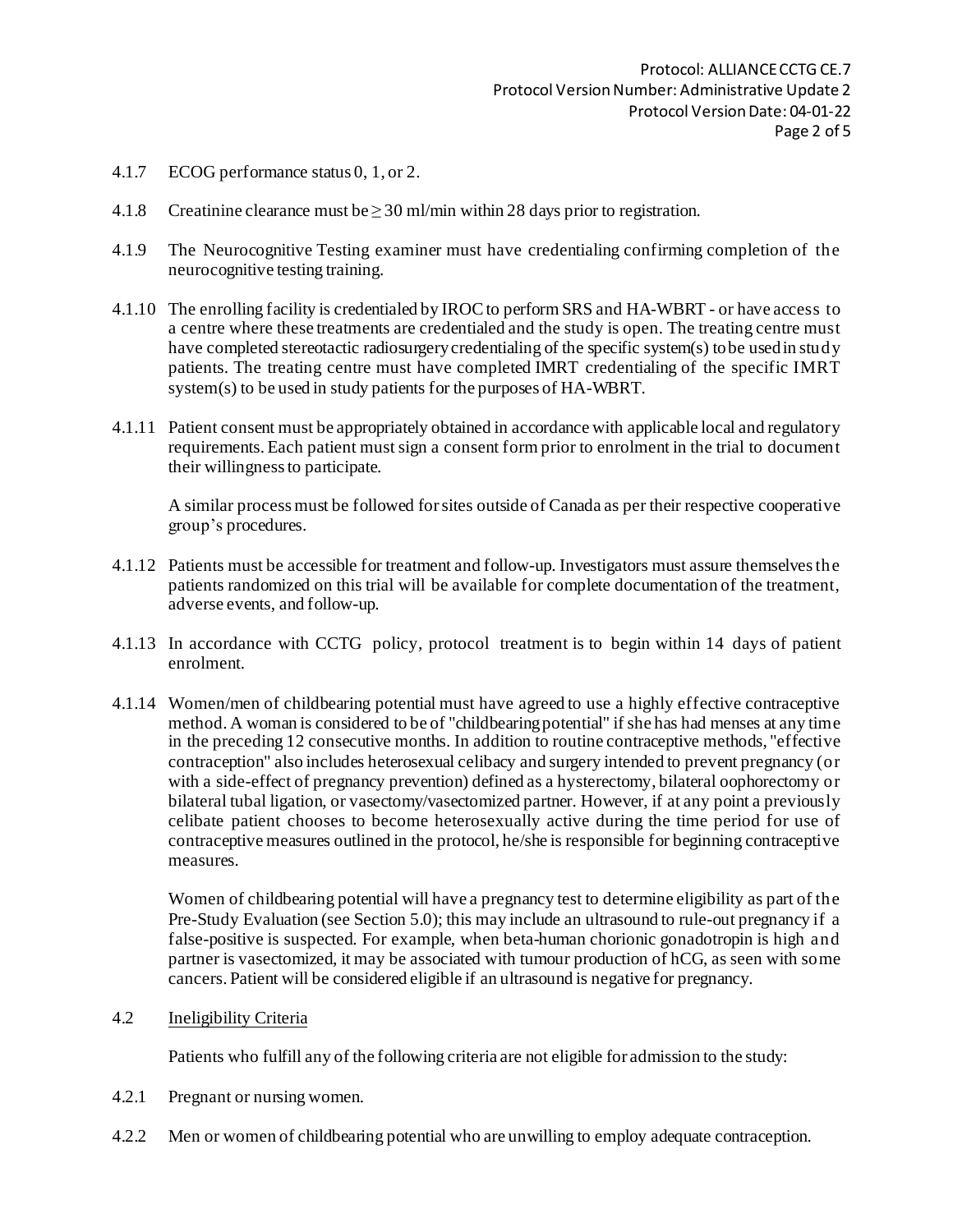4.1.7 ECOG performance status 0, 1, or 2.

4.1.8 Creatinine clearance must be $\geq$ 30 ml/min within 28 days prior to registration.

4.1.9 The Neurocognitive Testing examiner must have credentialing confirming completion of the neurocognitive testing training.

4.1.10 The enrolling facility is credentialed by IROC to perform SRS and HA-WBRT - or have access to a centre where these treatments are credentialed and the study is open. The treating centre must have completed stereotactic radiosurgery credentialing of the specific system(s) to be used in study patients. The treating centre must have completed IMRT credentialing of the specific IMRT system(s) to be used in study patients for the purposes of HA-WBRT.

4.1.11 Patient consent must be appropriately obtained in accordance with applicable local and regulatory requirements. Each patient must sign a consent form prior to enrolment in the trial to document their willingness to participate.

A similar process must be followed for sites outside of Canada as per their respective cooperative group's procedures.

4.1.12 Patients must be accessible for treatment and follow-up. Investigators must assure themselves the patients randomized on this trial will be available for complete documentation of the treatment, adverse events, and follow-up.

4.1.13 In accordance with CCTG policy, protocol treatment is to begin within 14 days of patient enrolment.

4.1.14 Women/men of childbearing potential must have agreed to use a highly effective contraceptive method. A woman is considered to be of "childbearing potential" if she has had menses at any time in the preceding 12 consecutive months. In addition to routine contraceptive methods, "effective contraception" also includes heterosexual celibacy and surgery intended to prevent pregnancy (or with a side-effect of pregnancy prevention) defined as a hysterectomy, bilateral oophorectomy or bilateral tubal ligation, or vasectomy/vasectomized partner. However, if at any point a previously celibate patient chooses to become heterosexually active during the time period for use of contraceptive measures outlined in the protocol, he/she is responsible for beginning contraceptive measures.

Women of childbearing potential will have a pregnancy test to determine eligibility as part of the Pre-Study Evaluation (see Section 5.0); this may include an ultrasound to rule-out pregnancy if a false-positive is suspected. For example, when beta-human chorionic gonadotropin is high and partner is vasectomized, it may be associated with tumour production of hCG, as seen with some cancers. Patient will be considered eligible if an ultrasound is negative for pregnancy.

4.2 Ineligibility Criteria

Patients who fulfill any of the following criteria are not eligible for admission to the study:

4.2.1 Pregnant or nursing women.

4.2.2 Men or women of childbearing potential who are unwilling to employ adequate contraception.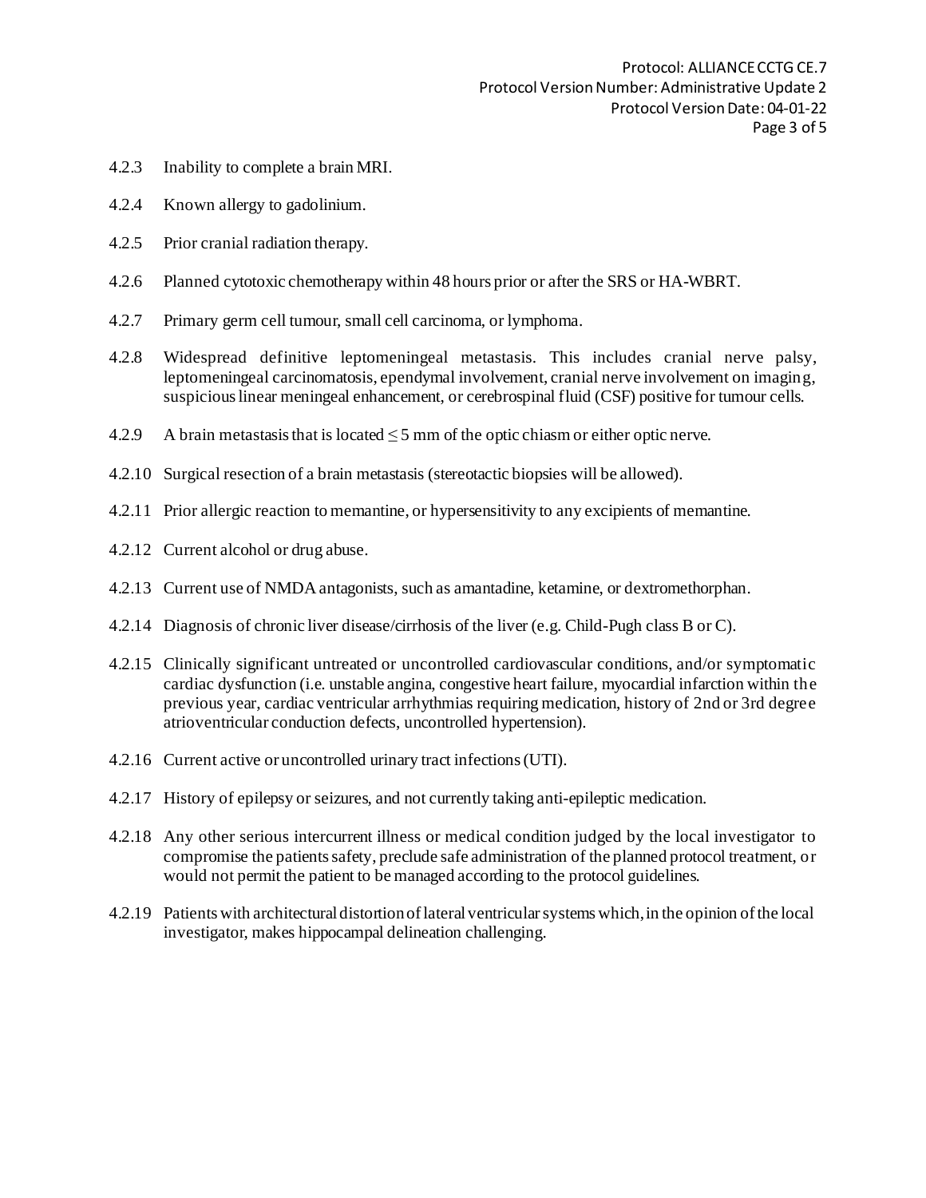4.2.3 Inability to complete a brain MRI.

4.2.4 Known allergy to gadolinium.

4.2.5 Prior cranial radiation therapy.

4.2.6 Planned cytotoxic chemotherapy within 48 hours prior or after the SRS or HA-WBRT.

4.2.7 Primary germ cell tumour, small cell carcinoma, or lymphoma.

4.2.8 Widespread definitive leptomeningeal metastasis. This includes cranial nerve palsy, leptomeningeal carcinomatosis, ependymal involvement, cranial nerve involvement on imaging, suspicious linear meningeal enhancement, or cerebrospinal fluid (CSF) positive for tumour cells.

4.2.9 A brain metastasis that is located $\leq 5$ mm of the optic chiasm or either optic nerve.

4.2.10 Surgical resection of a brain metastasis (stereotactic biopsies will be allowed).

4.2.11 Prior allergic reaction to memantine, or hypersensitivity to any excipients of memantine.

4.2.12 Current alcohol or drug abuse.

4.2.13 Current use of NMDA antagonists, such as amantadine, ketamine, or dextromethorphan.

4.2.14 Diagnosis of chronic liver disease/cirrhosis of the liver (e.g. Child-Pugh class B or C).

4.2.15 Clinically significant untreated or uncontrolled cardiovascular conditions, and/or symptomatic cardiac dysfunction (i.e. unstable angina, congestive heart failure, myocardial infarction within the previous year, cardiac ventricular arrhythmias requiring medication, history of 2nd or 3rd degree atrioventricular conduction defects, uncontrolled hypertension).

4.2.16 Current active or uncontrolled urinary tract infections (UTI).

4.2.17 History of epilepsy or seizures, and not currently taking anti-epileptic medication.

4.2.18 Any other serious intercurrent illness or medical condition judged by the local investigator to compromise the patients safety, preclude safe administration of the planned protocol treatment, or would not permit the patient to be managed according to the protocol guidelines.

4.2.19 Patients with architectural distortion of lateral ventricular systems which, in the opinion of the local investigator, makes hippocampal delineation challenging.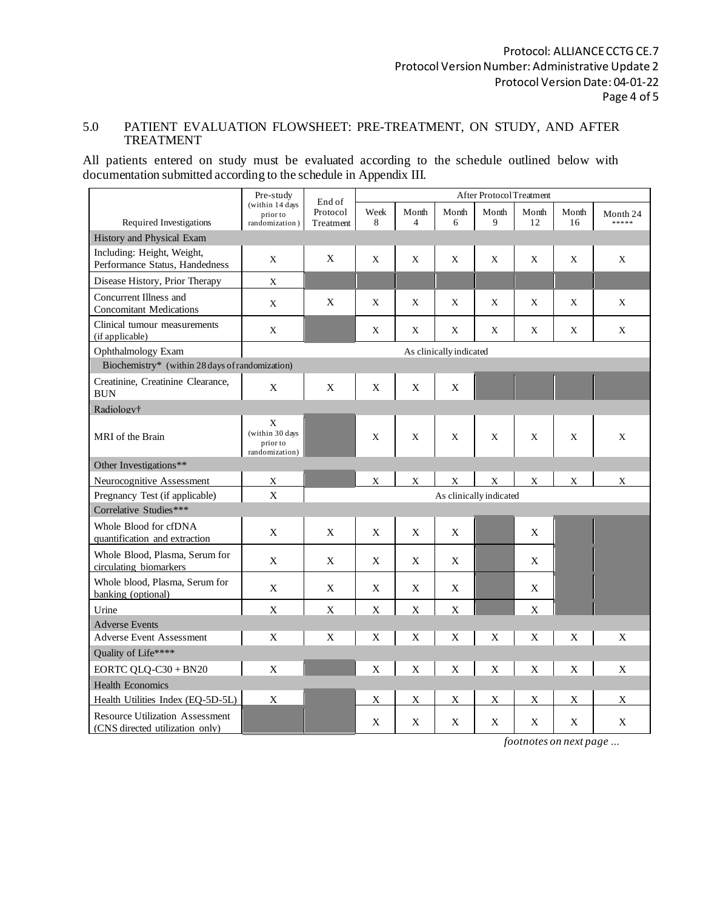## 5.0 PATIENT EVALUATION FLOWSHEET: PRE-TREATMENT, ON STUDY, AND AFTER TREATMENT

All patients entered on study must be evaluated according to the schedule outlined below with documentation submitted according to the schedule in Appendix III.

| Required Investigations | Pre-study (within 14 days prior to randomization) | End of Protocol Treatment | After Protocol Treatment | | | | | | |
|---|---|---|---|---|---|---|---|---|---|
| | | | Week 8 | Month 4 | Month 6 | Month 9 | Month 12 | Month 16 | Month 24 ***** |
| **History and Physical Exam** | | | | | | | | | |
| Including: Height, Weight, Performance Status, Handedness | X | X | X | X | X | X | X | X | X |
| Disease History, Prior Therapy | X | | | | | | | | |
| Concurrent Illness and Concomitant Medications | X | X | X | X | X | X | X | X | X |
| Clinical tumour measurements (if applicable) | X | | X | X | X | X | X | X | X |
| Ophthalmology Exam | As clinically indicated | | | | | | | | |
| **Biochemistry* (within 28 days of randomization)** | | | | | | | | | |
| Creatinine, Creatinine Clearance, BUN | X | X | X | X | X | | | | |
| **Radiology†** | | | | | | | | | |
| MRI of the Brain | X (within 30 days prior to randomization) | | X | X | X | X | X | X | X |
| **Other Investigations**** | | | | | | | | | |
| Neurocognitive Assessment | X | | X | X | X | X | X | X | X |
| Pregnancy Test (if applicable) | X | As clinically indicated | | | | | | | |
| **Correlative Studies***** | | | | | | | | | |
| Whole Blood for cfDNA quantification and extraction | X | X | X | X | X | | X | | |
| Whole Blood, Plasma, Serum for circulating biomarkers | X | X | X | X | X | | X | | |
| Whole blood, Plasma, Serum for banking (optional) | X | X | X | X | X | | X | | |
| Urine | X | X | X | X | X | | X | | |
| **Adverse Events** | | | | | | | | | |
| Adverse Event Assessment | X | X | X | X | X | X | X | X | X |
| **Quality of Life****** | | | | | | | | | |
| EORTC QLQ-C30 + BN20 | X | | X | X | X | X | X | X | X |
| **Health Economics** | | | | | | | | | |
| Health Utilities Index (EQ-5D-5L) | X | | X | X | X | X | X | X | X |
| Resource Utilization Assessment (CNS directed utilization only) | | | X | X | X | X | X | X | X |

*footnotes on next page ...*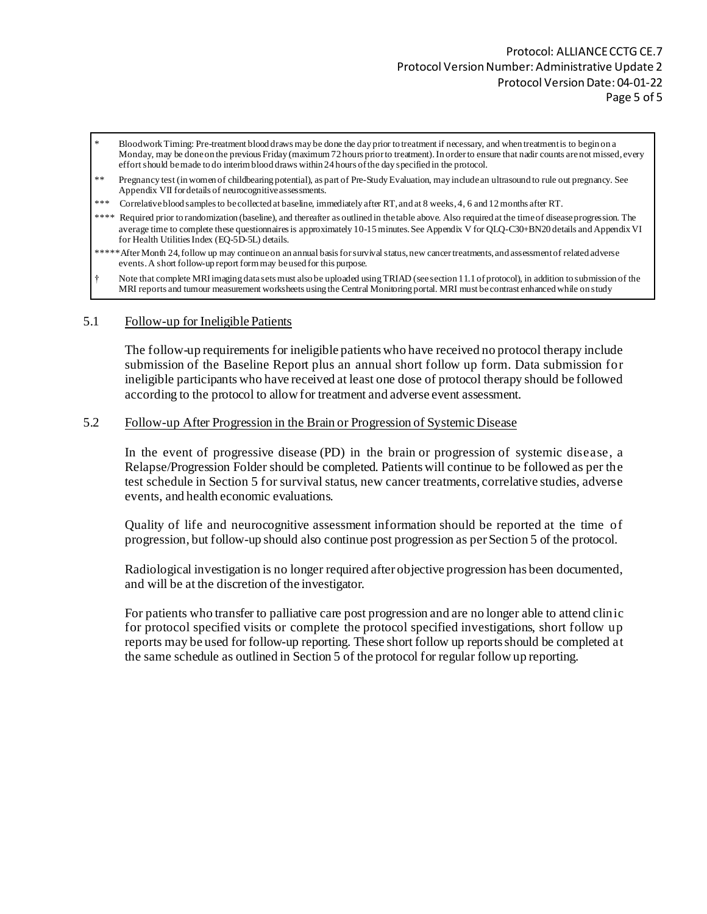\* Bloodwork Timing: Pre-treatment blood draws may be done the day prior to treatment if necessary, and when treatment is to begin on a Monday, may be done on the previous Friday (maximum 72 hours prior to treatment). In order to ensure that nadir counts are not missed, every effort should be made to do interim blood draws within 24 hours of the day specified in the protocol.

\*\* Pregnancy test (in women of childbearing potential), as part of Pre-Study Evaluation, may include an ultrasound to rule out pregnancy. See Appendix VII for details of neurocognitive assessments.

\*\*\* Correlative blood samples to be collected at baseline, immediately after RT, and at 8 weeks, 4, 6 and 12 months after RT.

\*\*\*\* Required prior to randomization (baseline), and thereafter as outlined in the table above. Also required at the time of disease progression. The average time to complete these questionnaires is approximately 10-15 minutes. See Appendix V for QLQ-C30+BN20 details and Appendix VI for Health Utilities Index (EQ-5D-5L) details.

\*\*\*\*\* After Month 24, follow up may continue on an annual basis for survival status, new cancer treatments, and assessment of related adverse events. A short follow-up report form may be used for this purpose.

† Note that complete MRI imaging data sets must also be uploaded using TRIAD (see section 11.1 of protocol), in addition to submission of the MRI reports and tumour measurement worksheets using the Central Monitoring portal. MRI must be contrast enhanced while on study

## 5.1 Follow-up for Ineligible Patients

The follow-up requirements for ineligible patients who have received no protocol therapy include submission of the Baseline Report plus an annual short follow up form. Data submission for ineligible participants who have received at least one dose of protocol therapy should be followed according to the protocol to allow for treatment and adverse event assessment.

## 5.2 Follow-up After Progression in the Brain or Progression of Systemic Disease

In the event of progressive disease (PD) in the brain or progression of systemic disease, a Relapse/Progression Folder should be completed. Patients will continue to be followed as per the test schedule in Section 5 for survival status, new cancer treatments, correlative studies, adverse events, and health economic evaluations.

Quality of life and neurocognitive assessment information should be reported at the time of progression, but follow-up should also continue post progression as per Section 5 of the protocol.

Radiological investigation is no longer required after objective progression has been documented, and will be at the discretion of the investigator.

For patients who transfer to palliative care post progression and are no longer able to attend clinic for protocol specified visits or complete the protocol specified investigations, short follow up reports may be used for follow-up reporting. These short follow up reports should be completed at the same schedule as outlined in Section 5 of the protocol for regular follow up reporting.